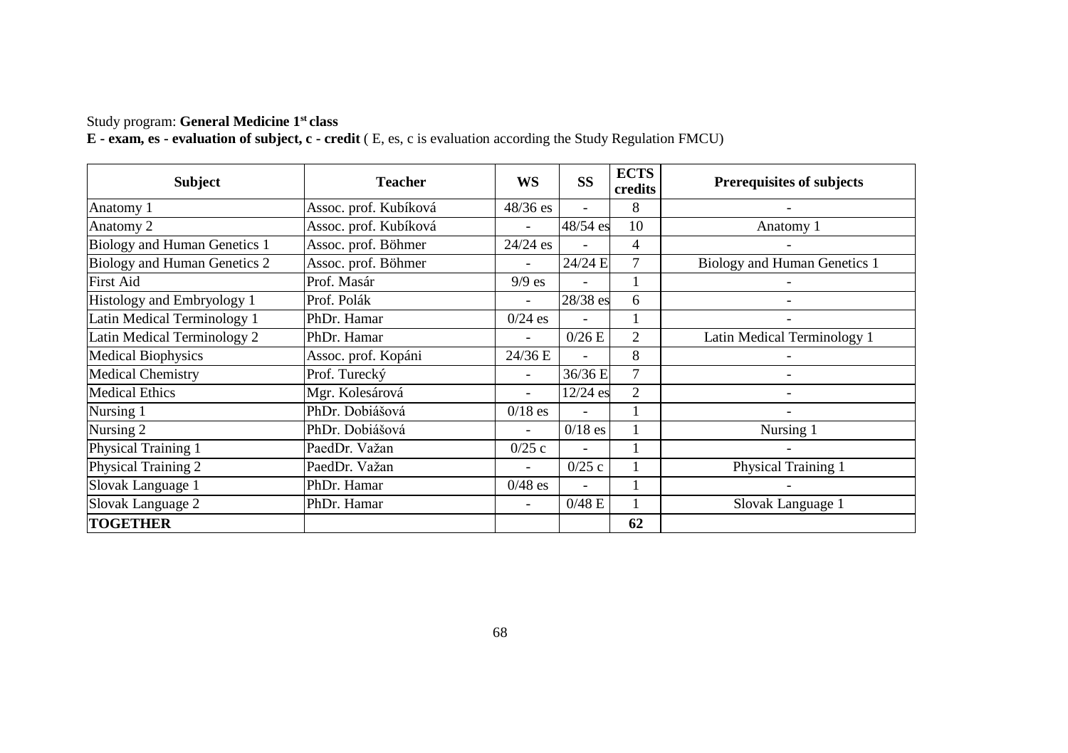Study program: **General Medicine 1st class**

**E - exam, es - evaluation of subject, c - credit** ( E, es, c is evaluation according the Study Regulation FMCU)

| Subject | Teacher | WS | SS | ECTS credits | Prerequisites of subjects |
|---|---|---|---|---|---|
| Anatomy 1 | Assoc. prof. Kubíková | 48/36 es | - | 8 | - |
| Anatomy 2 | Assoc. prof. Kubíková | - | 48/54 es | 10 | Anatomy 1 |
| Biology and Human Genetics 1 | Assoc. prof. Böhmer | 24/24 es | - | 4 | - |
| Biology and Human Genetics 2 | Assoc. prof. Böhmer | - | 24/24 E | 7 | Biology and Human Genetics 1 |
| First Aid | Prof. Masár | 9/9 es | - | 1 | - |
| Histology and Embryology 1 | Prof. Polák | - | 28/38 es | 6 | - |
| Latin Medical Terminology 1 | PhDr. Hamar | 0/24 es | - | 1 | - |
| Latin Medical Terminology 2 | PhDr. Hamar | - | 0/26 E | 2 | Latin Medical Terminology 1 |
| Medical Biophysics | Assoc. prof. Kopáni | 24/36 E | - | 8 | - |
| Medical Chemistry | Prof. Turecký | - | 36/36 E | 7 | - |
| Medical Ethics | Mgr. Kolesárová | - | 12/24 es | 2 | - |
| Nursing 1 | PhDr. Dobiášová | 0/18 es | - | 1 | - |
| Nursing 2 | PhDr. Dobiášová | - | 0/18 es | 1 | Nursing 1 |
| Physical Training 1 | PaedDr. Važan | 0/25 c | - | 1 | - |
| Physical Training 2 | PaedDr. Važan | - | 0/25 c | 1 | Physical Training 1 |
| Slovak Language 1 | PhDr. Hamar | 0/48 es | - | 1 | - |
| Slovak Language 2 | PhDr. Hamar | - | 0/48 E | 1 | Slovak Language 1 |
| **TOGETHER** | | | | **62** | |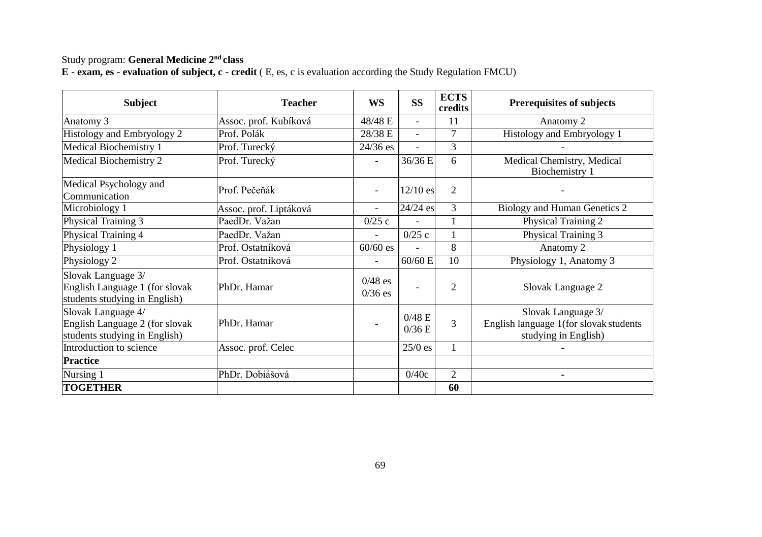Study program: **General Medicine 2nd class**

**E - exam, es - evaluation of subject, c - credit** ( E, es, c is evaluation according the Study Regulation FMCU)

| Subject | Teacher | WS | SS | ECTS credits | Prerequisites of subjects |
|---|---|---|---|---|---|
| Anatomy 3 | Assoc. prof. Kubíková | 48/48 E | - | 11 | Anatomy 2 |
| Histology and Embryology 2 | Prof. Polák | 28/38 E | - | 7 | Histology and Embryology 1 |
| Medical Biochemistry 1 | Prof. Turecký | 24/36 es | - | 3 | - |
| Medical Biochemistry 2 | Prof. Turecký | - | 36/36 E | 6 | Medical Chemistry, Medical Biochemistry 1 |
| Medical Psychology and Communication | Prof. Pečeňák | - | 12/10 es | 2 | - |
| Microbiology 1 | Assoc. prof. Liptáková | - | 24/24 es | 3 | Biology and Human Genetics 2 |
| Physical Training 3 | PaedDr. Važan | 0/25 c | - | 1 | Physical Training 2 |
| Physical Training 4 | PaedDr. Važan | - | 0/25 c | 1 | Physical Training 3 |
| Physiology 1 | Prof. Ostatníková | 60/60 es | - | 8 | Anatomy 2 |
| Physiology 2 | Prof. Ostatníková | - | 60/60 E | 10 | Physiology 1, Anatomy 3 |
| Slovak Language 3/ English Language 1 (for slovak students studying in English) | PhDr. Hamar | 0/48 es 0/36 es | - | 2 | Slovak Language 2 |
| Slovak Language 4/ English Language 2 (for slovak students studying in English) | PhDr. Hamar | - | 0/48 E 0/36 E | 3 | Slovak Language 3/ English language 1(for slovak students studying in English) |
| Introduction to science | Assoc. prof. Celec | | 25/0 es | 1 | - |
| **Practice** | | | | | |
| Nursing 1 | PhDr. Dobiášová | | 0/40c | 2 | - |
| **TOGETHER** | | | | **60** | |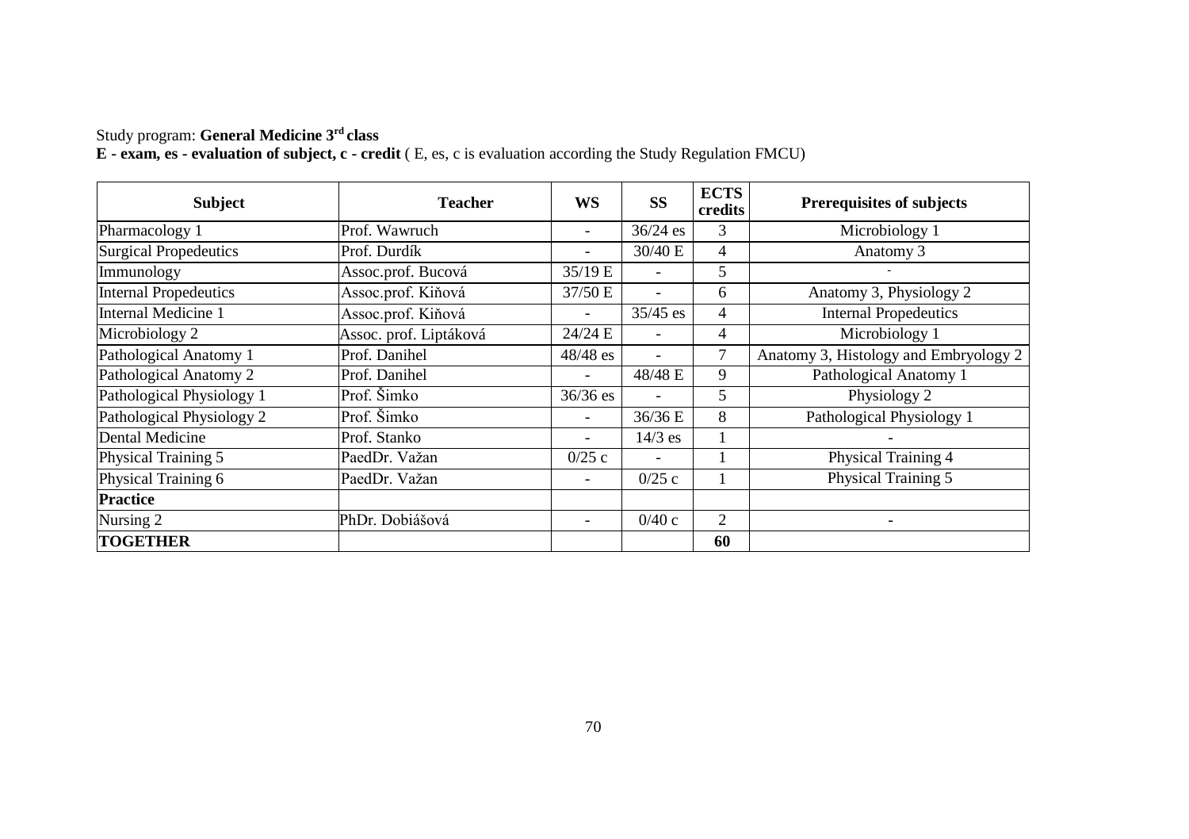Study program: **General Medicine 3[rd] class**

**E - exam, es - evaluation of subject, c - credit** ( E, es, c is evaluation according the Study Regulation FMCU)

| Subject | Teacher | WS | SS | ECTS credits | Prerequisites of subjects |
|---|---|---|---|---|---|
| Pharmacology 1 | Prof. Wawruch | - | 36/24 es | 3 | Microbiology 1 |
| Surgical Propedeutics | Prof. Durdík | - | 30/40 E | 4 | Anatomy 3 |
| Immunology | Assoc.prof. Bucová | 35/19 E | - | 5 | - |
| Internal Propedeutics | Assoc.prof. Kiňová | 37/50 E | - | 6 | Anatomy 3, Physiology 2 |
| Internal Medicine 1 | Assoc.prof. Kiňová | - | 35/45 es | 4 | Internal Propedeutics |
| Microbiology 2 | Assoc. prof. Liptáková | 24/24 E | - | 4 | Microbiology 1 |
| Pathological Anatomy 1 | Prof. Danihel | 48/48 es | - | 7 | Anatomy 3, Histology and Embryology 2 |
| Pathological Anatomy 2 | Prof. Danihel | - | 48/48 E | 9 | Pathological Anatomy 1 |
| Pathological Physiology 1 | Prof. Šimko | 36/36 es | - | 5 | Physiology 2 |
| Pathological Physiology 2 | Prof. Šimko | - | 36/36 E | 8 | Pathological Physiology 1 |
| Dental Medicine | Prof. Stanko | - | 14/3 es | 1 | - |
| Physical Training 5 | PaedDr. Važan | 0/25 c | - | 1 | Physical Training 4 |
| Physical Training 6 | PaedDr. Važan | - | 0/25 c | 1 | Physical Training 5 |
| **Practice** | | | | | |
| Nursing 2 | PhDr. Dobiášová | - | 0/40 c | 2 | - |
| **TOGETHER** | | | | **60** | |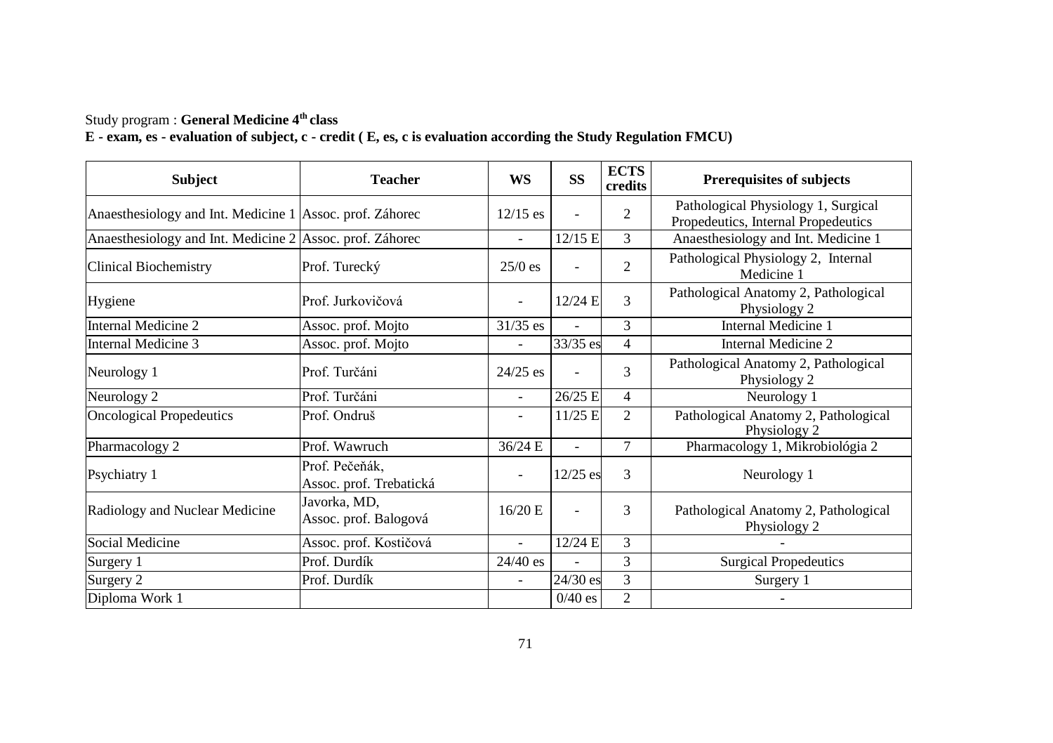Study program : **General Medicine 4th class**

**E - exam, es - evaluation of subject, c - credit ( E, es, c is evaluation according the Study Regulation FMCU)**

| Subject | Teacher | WS | SS | ECTS credits | Prerequisites of subjects |
|---|---|---|---|---|---|
| Anaesthesiology and Int. Medicine 1 | Assoc. prof. Záhorec | 12/15 es | - | 2 | Pathological Physiology 1, Surgical Propedeutics, Internal Propedeutics |
| Anaesthesiology and Int. Medicine 2 | Assoc. prof. Záhorec | - | 12/15 E | 3 | Anaesthesiology and Int. Medicine 1 |
| Clinical Biochemistry | Prof. Turecký | 25/0 es | - | 2 | Pathological Physiology 2, Internal Medicine 1 |
| Hygiene | Prof. Jurkovičová | - | 12/24 E | 3 | Pathological Anatomy 2, Pathological Physiology 2 |
| Internal Medicine 2 | Assoc. prof. Mojto | 31/35 es | - | 3 | Internal Medicine 1 |
| Internal Medicine 3 | Assoc. prof. Mojto | - | 33/35 es | 4 | Internal Medicine 2 |
| Neurology 1 | Prof. Turčáni | 24/25 es | - | 3 | Pathological Anatomy 2, Pathological Physiology 2 |
| Neurology 2 | Prof. Turčáni | - | 26/25 E | 4 | Neurology 1 |
| Oncological Propedeutics | Prof. Ondruš | - | 11/25 E | 2 | Pathological Anatomy 2, Pathological Physiology 2 |
| Pharmacology 2 | Prof. Wawruch | 36/24 E | - | 7 | Pharmacology 1, Mikrobiológia 2 |
| Psychiatry 1 | Prof. Pečeňák, Assoc. prof. Trebatická | - | 12/25 es | 3 | Neurology 1 |
| Radiology and Nuclear Medicine | Javorka, MD, Assoc. prof. Balogová | 16/20 E | - | 3 | Pathological Anatomy 2, Pathological Physiology 2 |
| Social Medicine | Assoc. prof. Kostičová | - | 12/24 E | 3 | - |
| Surgery 1 | Prof. Durdík | 24/40 es | - | 3 | Surgical Propedeutics |
| Surgery 2 | Prof. Durdík | - | 24/30 es | 3 | Surgery 1 |
| Diploma Work 1 | | | 0/40 es | 2 | - |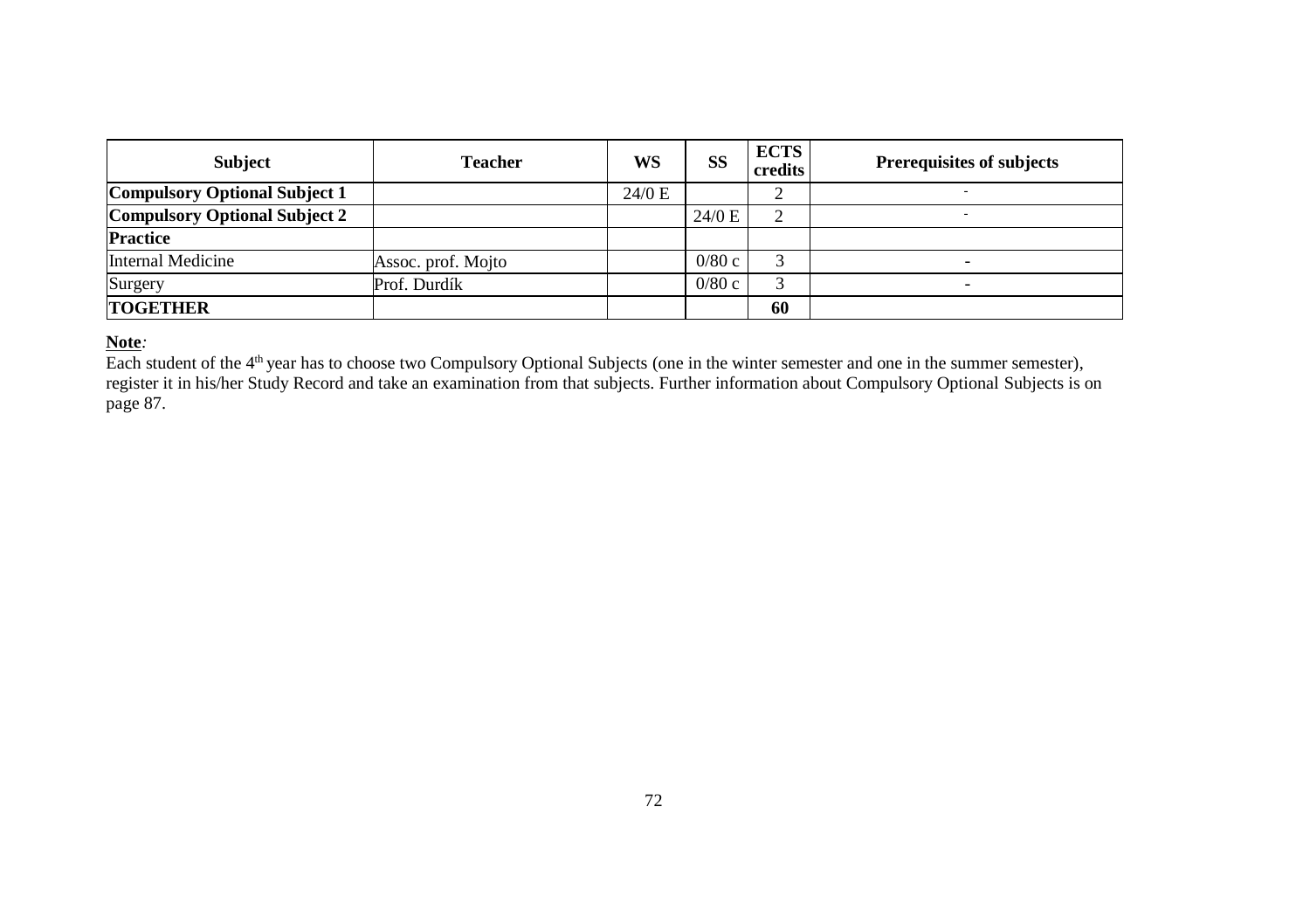| Subject | Teacher | WS | SS | ECTS credits | Prerequisites of subjects |
|---|---|---|---|---|---|
| **Compulsory Optional Subject 1** | | 24/0 E | | 2 | - |
| **Compulsory Optional Subject 2** | | | 24/0 E | 2 | - |
| **Practice** | | | | | |
| Internal Medicine | Assoc. prof. Mojto | | 0/80 c | 3 | - |
| Surgery | Prof. Durdík | | 0/80 c | 3 | - |
| **TOGETHER** | | | | **60** | |

**Note**:
Each student of the 4th year has to choose two Compulsory Optional Subjects (one in the winter semester and one in the summer semester), register it in his/her Study Record and take an examination from that subjects. Further information about Compulsory Optional Subjects is on page 87.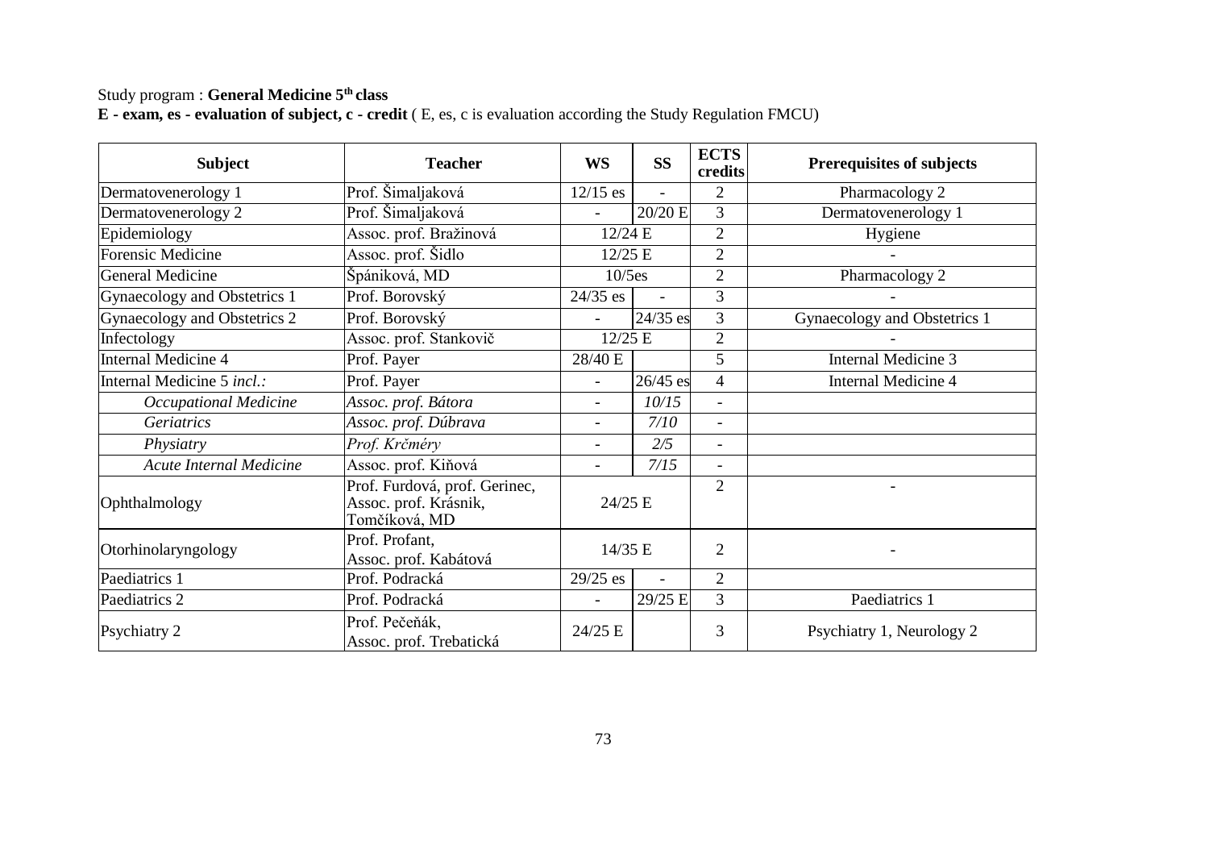Study program : **General Medicine 5th class**

**E - exam, es - evaluation of subject, c - credit** ( E, es, c is evaluation according the Study Regulation FMCU)

| Subject | Teacher | WS | SS | ECTS credits | Prerequisites of subjects |
|---|---|---|---|---|---|
| Dermatovenerology 1 | Prof. Šimaljaková | 12/15 es | - | 2 | Pharmacology 2 |
| Dermatovenerology 2 | Prof. Šimaljaková | - | 20/20 E | 3 | Dermatovenerology 1 |
| Epidemiology | Assoc. prof. Bražinová | 12/24 E | | 2 | Hygiene |
| Forensic Medicine | Assoc. prof. Šidlo | 12/25 E | | 2 | - |
| General Medicine | Špániková, MD | 10/5es | | 2 | Pharmacology 2 |
| Gynaecology and Obstetrics 1 | Prof. Borovský | 24/35 es | - | 3 | - |
| Gynaecology and Obstetrics 2 | Prof. Borovský | - | 24/35 es | 3 | Gynaecology and Obstetrics 1 |
| Infectology | Assoc. prof. Stankovič | 12/25 E | | 2 | - |
| Internal Medicine 4 | Prof. Payer | 28/40 E | | 5 | Internal Medicine 3 |
| Internal Medicine 5 *incl.:* | Prof. Payer | - | 26/45 es | 4 | Internal Medicine 4 |
| *Occupational Medicine* | *Assoc. prof. Bátora* | - | *10/15* | - | |
| *Geriatrics* | *Assoc. prof. Dúbrava* | - | *7/10* | - | |
| *Physiatry* | *Prof. Krčméry* | - | *2/5* | - | |
| *Acute Internal Medicine* | Assoc. prof. Kiňová | - | *7/15* | - | |
| Ophthalmology | Prof. Furdová, prof. Gerinec, Assoc. prof. Krásnik, Tomčíková, MD | 24/25 E | | 2 | - |
| Otorhinolaryngology | Prof. Profant, Assoc. prof. Kabátová | 14/35 E | | 2 | - |
| Paediatrics 1 | Prof. Podracká | 29/25 es | - | 2 | |
| Paediatrics 2 | Prof. Podracká | - | 29/25 E | 3 | Paediatrics 1 |
| Psychiatry 2 | Prof. Pečeňák, Assoc. prof. Trebatická | 24/25 E | | 3 | Psychiatry 1, Neurology 2 |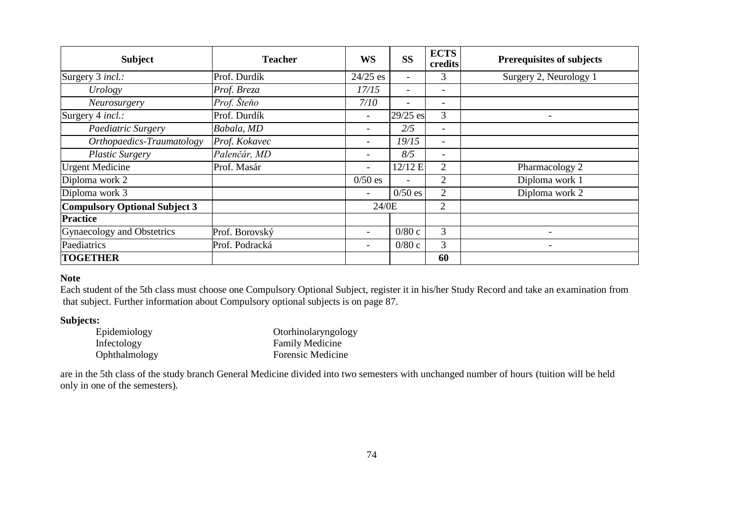| Subject | Teacher | WS | SS | ECTS credits | Prerequisites of subjects |
|---|---|---|---|---|---|
| Surgery 3 *incl.:* | Prof. Durdík | 24/25 es | - | 3 | Surgery 2, Neurology 1 |
| *Urology* | *Prof. Breza* | *17/15* | - | - | |
| *Neurosurgery* | *Prof. Šteňo* | *7/10* | - | - | |
| Surgery 4 *incl.:* | Prof. Durdík | - | 29/25 es | 3 | - |
| *Paediatric Surgery* | *Babala, MD* | - | *2/5* | - | |
| *Orthopaedics-Traumatology* | *Prof. Kokavec* | - | *19/15* | - | |
| *Plastic Surgery* | *Palenčár, MD* | - | *8/5* | - | |
| Urgent Medicine | Prof. Masár | - | 12/12 E | 2 | Pharmacology 2 |
| Diploma work 2 | | 0/50 es | - | 2 | Diploma work 1 |
| Diploma work 3 | | - | 0/50 es | 2 | Diploma work 2 |
| **Compulsory Optional Subject 3** | | 24/0E | | 2 | |
| **Practice** | | | | | |
| Gynaecology and Obstetrics | Prof. Borovský | - | 0/80 c | 3 | - |
| Paediatrics | Prof. Podracká | - | 0/80 c | 3 | - |
| **TOGETHER** | | | | **60** | |

**Note**

Each student of the 5th class must choose one Compulsory Optional Subject, register it in his/her Study Record and take an examination from that subject. Further information about Compulsory optional subjects is on page 87.

**Subjects:**

- Epidemiology
- Infectology
- Ophthalmology
- Otorhinolaryngology
- Family Medicine
- Forensic Medicine

are in the 5th class of the study branch General Medicine divided into two semesters with unchanged number of hours (tuition will be held only in one of the semesters).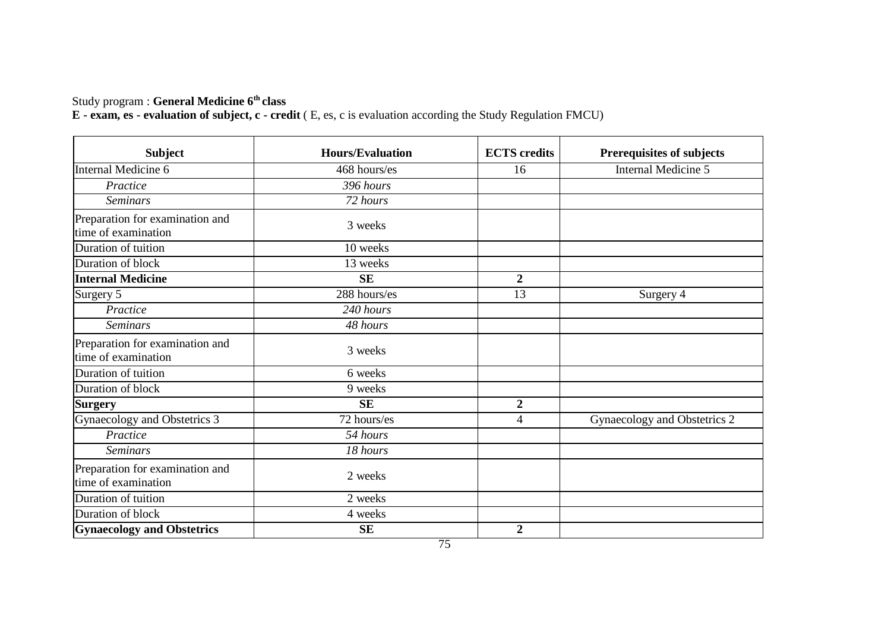Study program : **General Medicine 6th class**

**E - exam, es - evaluation of subject, c - credit** ( E, es, c is evaluation according the Study Regulation FMCU)

| **Subject** | **Hours/Evaluation** | **ECTS credits** | **Prerequisites of subjects** |
|---|---|---|---|
| Internal Medicine 6 | 468 hours/es | 16 | Internal Medicine 5 |
| *Practice* | *396 hours* | | |
| *Seminars* | *72 hours* | | |
| Preparation for examination and time of examination | 3 weeks | | |
| Duration of tuition | 10 weeks | | |
| Duration of block | 13 weeks | | |
| **Internal Medicine** | **SE** | **2** | |
| Surgery 5 | 288 hours/es | 13 | Surgery 4 |
| *Practice* | *240 hours* | | |
| *Seminars* | *48 hours* | | |
| Preparation for examination and time of examination | 3 weeks | | |
| Duration of tuition | 6 weeks | | |
| Duration of block | 9 weeks | | |
| **Surgery** | **SE** | **2** | |
| Gynaecology and Obstetrics 3 | 72 hours/es | 4 | Gynaecology and Obstetrics 2 |
| *Practice* | *54 hours* | | |
| *Seminars* | *18 hours* | | |
| Preparation for examination and time of examination | 2 weeks | | |
| Duration of tuition | 2 weeks | | |
| Duration of block | 4 weeks | | |
| **Gynaecology and Obstetrics** | **SE** | **2** | |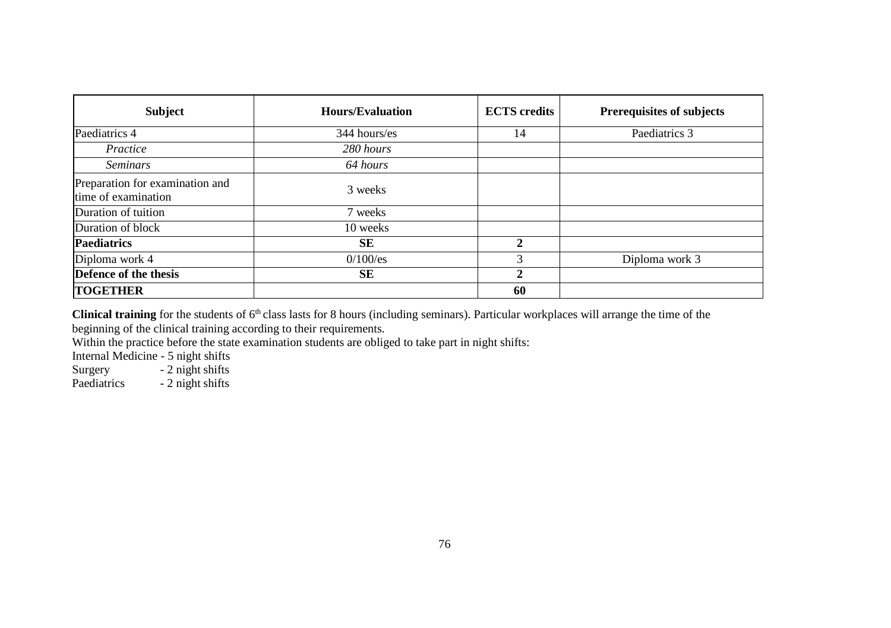| Subject | Hours/Evaluation | ECTS credits | Prerequisites of subjects |
| --- | --- | --- | --- |
| Paediatrics 4 | 344 hours/es | 14 | Paediatrics 3 |
| *Practice* | *280 hours* | | |
| *Seminars* | *64 hours* | | |
| Preparation for examination and time of examination | 3 weeks | | |
| Duration of tuition | 7 weeks | | |
| Duration of block | 10 weeks | | |
| **Paediatrics** | **SE** | **2** | |
| Diploma work 4 | 0/100/es | 3 | Diploma work 3 |
| **Defence of the thesis** | **SE** | **2** | |
| **TOGETHER** | | **60** | |

**Clinical training** for the students of 6[th] class lasts for 8 hours (including seminars). Particular workplaces will arrange the time of the beginning of the clinical training according to their requirements.

Within the practice before the state examination students are obliged to take part in night shifts:

Internal Medicine - 5 night shifts
Surgery - 2 night shifts
Paediatrics - 2 night shifts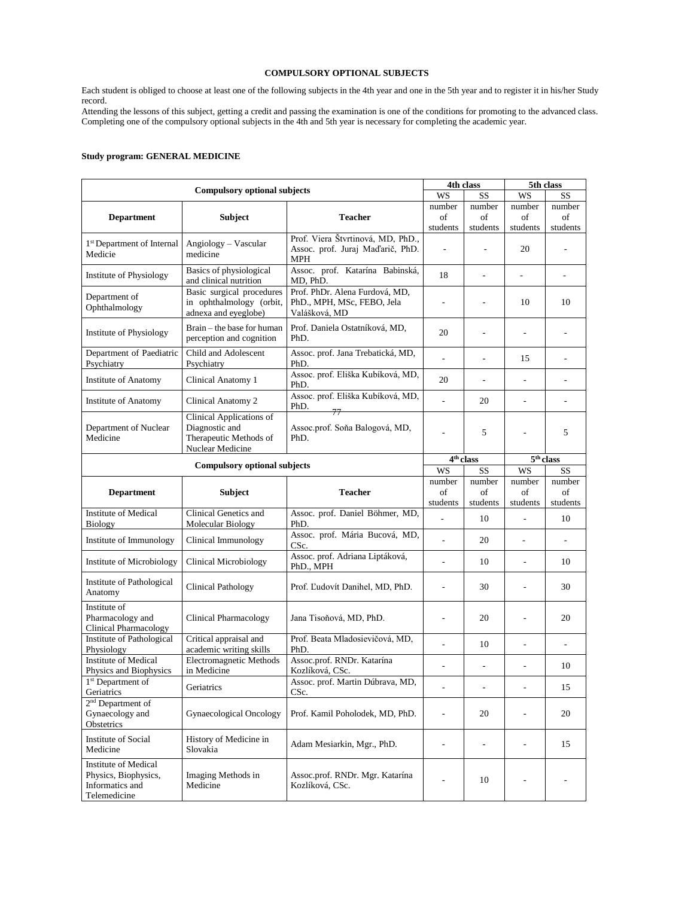**COMPULSORY OPTIONAL SUBJECTS**

Each student is obliged to choose at least one of the following subjects in the 4th year and one in the 5th year and to register it in his/her Study record.
Attending the lessons of this subject, getting a credit and passing the examination is one of the conditions for promoting to the advanced class. Completing one of the compulsory optional subjects in the 4th and 5th year is necessary for completing the academic year.

**Study program: GENERAL MEDICINE**

| Compulsory optional subjects | | | 4th class | | 5th class | |
|---|---|---|---|---|---|---|
| | | | WS | SS | WS | SS |
| Department | Subject | Teacher | number of students | number of students | number of students | number of students |
| 1st Department of Internal Medicie | Angiology – Vascular medicine | Prof. Viera Štvrtinová, MD, PhD., Assoc. prof. Juraj Maďarič, PhD. MPH | - | - | 20 | - |
| Institute of Physiology | Basics of physiological and clinical nutrition | Assoc. prof. Katarína Babinská, MD, PhD. | 18 | - | - | - |
| Department of Ophthalmology | Basic surgical procedures in ophthalmology (orbit, adnexa and eyeglobe) | Prof. PhDr. Alena Furdová, MD, PhD., MPH, MSc, FEBO, Jela Valášková, MD | - | - | 10 | 10 |
| Institute of Physiology | Brain – the base for human perception and cognition | Prof. Daniela Ostatníková, MD, PhD. | 20 | - | - | - |
| Department of Paediatric Psychiatry | Child and Adolescent Psychiatry | Assoc. prof. Jana Trebatická, MD, PhD. | - | - | 15 | - |
| Institute of Anatomy | Clinical Anatomy 1 | Assoc. prof. Eliška Kubíková, MD, PhD. | 20 | - | - | - |
| Institute of Anatomy | Clinical Anatomy 2 | Assoc. prof. Eliška Kubíková, MD, PhD. | - | 20 | - | - |
| Department of Nuclear Medicine | Clinical Applications of Diagnostic and Therapeutic Methods of Nuclear Medicine | Assoc.prof. Soňa Balogová, MD, PhD. | - | 5 | - | 5 |
| Institute of Medical Biology | Clinical Genetics and Molecular Biology | Assoc. prof. Daniel Böhmer, MD, PhD. | - | 10 | - | 10 |
| Institute of Immunology | Clinical Immunology | Assoc. prof. Mária Bucová, MD, CSc. | - | 20 | - | - |
| Institute of Microbiology | Clinical Microbiology | Assoc. prof. Adriana Liptáková, PhD., MPH | - | 10 | - | 10 |
| Institute of Pathological Anatomy | Clinical Pathology | Prof. Ľudovít Danihel, MD, PhD. | - | 30 | - | 30 |
| Institute of Pharmacology and Clinical Pharmacology | Clinical Pharmacology | Jana Tisoňová, MD, PhD. | - | 20 | - | 20 |
| Institute of Pathological Physiology | Critical appraisal and academic writing skills | Prof. Beata Mladosievičová, MD, PhD. | - | 10 | - | - |
| Institute of Medical Physics and Biophysics | Electromagnetic Methods in Medicine | Assoc.prof. RNDr. Katarína Kozlíková, CSc. | - | - | - | 10 |
| 1st Department of Geriatrics | Geriatrics | Assoc. prof. Martin Dúbrava, MD, CSc. | - | - | - | 15 |
| 2nd Department of Gynaecology and Obstetrics | Gynaecological Oncology | Prof. Kamil Poholodek, MD, PhD. | - | 20 | - | 20 |
| Institute of Social Medicine | History of Medicine in Slovakia | Adam Mesiarkin, Mgr., PhD. | - | - | - | 15 |
| Institute of Medical Physics, Biophysics, Informatics and Telemedicine | Imaging Methods in Medicine | Assoc.prof. RNDr. Mgr. Katarína Kozlíková, CSc. | - | 10 | - | - |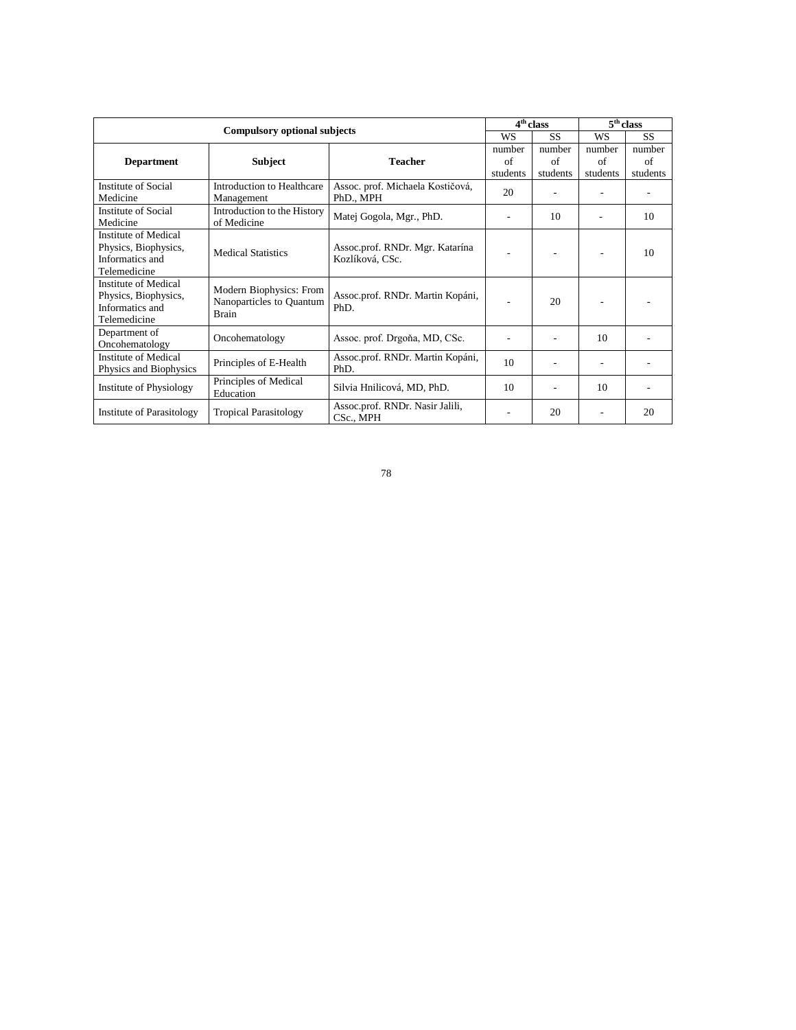| Compulsory optional subjects | | | 4th class | | 5th class | |
|---|---|---|---|---|---|---|
| | | | WS | SS | WS | SS |
| **Department** | **Subject** | **Teacher** | number of students | number of students | number of students | number of students |
| Institute of Social Medicine | Introduction to Healthcare Management | Assoc. prof. Michaela Kostičová, PhD., MPH | 20 | - | - | - |
| Institute of Social Medicine | Introduction to the History of Medicine | Matej Gogola, Mgr., PhD. | - | 10 | - | 10 |
| Institute of Medical Physics, Biophysics, Informatics and Telemedicine | Medical Statistics | Assoc.prof. RNDr. Mgr. Katarína Kozlíková, CSc. | - | - | - | 10 |
| Institute of Medical Physics, Biophysics, Informatics and Telemedicine | Modern Biophysics: From Nanoparticles to Quantum Brain | Assoc.prof. RNDr. Martin Kopáni, PhD. | - | 20 | - | - |
| Department of Oncohematology | Oncohematology | Assoc. prof. Drgoňa, MD, CSc. | - | - | 10 | - |
| Institute of Medical Physics and Biophysics | Principles of E-Health | Assoc.prof. RNDr. Martin Kopáni, PhD. | 10 | - | - | - |
| Institute of Physiology | Principles of Medical Education | Silvia Hnilicová, MD, PhD. | 10 | - | 10 | - |
| Institute of Parasitology | Tropical Parasitology | Assoc.prof. RNDr. Nasir Jalili, CSc., MPH | - | 20 | - | 20 |